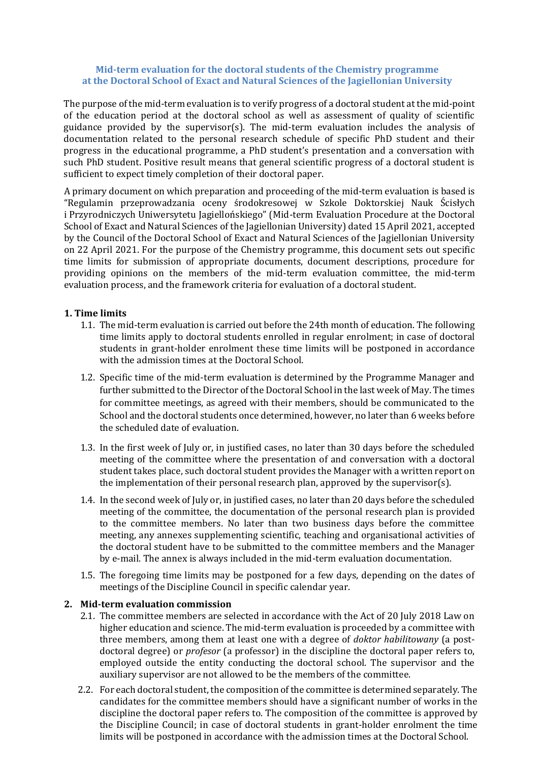**Mid-term evaluation for the doctoral students of the Chemistry programme at the Doctoral School of Exact and Natural Sciences of the Jagiellonian University**

The purpose of the mid-term evaluation is to verify progress of a doctoral student at the mid-point of the education period at the doctoral school as well as assessment of quality of scientific guidance provided by the supervisor(s). The mid-term evaluation includes the analysis of documentation related to the personal research schedule of specific PhD student and their progress in the educational programme, a PhD student's presentation and a conversation with such PhD student. Positive result means that general scientific progress of a doctoral student is sufficient to expect timely completion of their doctoral paper.

A primary document on which preparation and proceeding of the mid-term evaluation is based is "Regulamin przeprowadzania oceny śródokresowej w Szkole Doktorskiej Nauk Ścisłych i Przyrodniczych Uniwersytetu Jagiellońskiego" (Mid-term Evaluation Procedure at the Doctoral School of Exact and Natural Sciences of the Jagiellonian University) dated 15 April 2021, accepted by the Council of the Doctoral School of Exact and Natural Sciences of the Jagiellonian University on 22 April 2021. For the purpose of the Chemistry programme, this document sets out specific time limits for submission of appropriate documents, document descriptions, procedure for providing opinions on the members of the mid-term evaluation committee, the mid-term evaluation process, and the framework criteria for evaluation of a doctoral student.

## 1. Time limits

1.1. The mid-term evaluation is carried out before the 24th month of education. The following time limits apply to doctoral students enrolled in regular enrolment; in case of doctoral students in grant-holder enrolment these time limits will be postponed in accordance with the admission times at the Doctoral School.

1.2. Specific time of the mid-term evaluation is determined by the Programme Manager and further submitted to the Director of the Doctoral School in the last week of May. The times for committee meetings, as agreed with their members, should be communicated to the School and the doctoral students once determined, however, no later than 6 weeks before the scheduled date of evaluation.

1.3. In the first week of July or, in justified cases, no later than 30 days before the scheduled meeting of the committee where the presentation of and conversation with a doctoral student takes place, such doctoral student provides the Manager with a written report on the implementation of their personal research plan, approved by the supervisor(s).

1.4. In the second week of July or, in justified cases, no later than 20 days before the scheduled meeting of the committee, the documentation of the personal research plan is provided to the committee members. No later than two business days before the committee meeting, any annexes supplementing scientific, teaching and organisational activities of the doctoral student have to be submitted to the committee members and the Manager by e-mail. The annex is always included in the mid-term evaluation documentation.

1.5. The foregoing time limits may be postponed for a few days, depending on the dates of meetings of the Discipline Council in specific calendar year.

## 2. Mid-term evaluation commission

2.1. The committee members are selected in accordance with the Act of 20 July 2018 Law on higher education and science. The mid-term evaluation is proceeded by a committee with three members, among them at least one with a degree of *doktor habilitowany* (a post-doctoral degree) or *profesor* (a professor) in the discipline the doctoral paper refers to, employed outside the entity conducting the doctoral school. The supervisor and the auxiliary supervisor are not allowed to be the members of the committee.

2.2. For each doctoral student, the composition of the committee is determined separately. The candidates for the committee members should have a significant number of works in the discipline the doctoral paper refers to. The composition of the committee is approved by the Discipline Council; in case of doctoral students in grant-holder enrolment the time limits will be postponed in accordance with the admission times at the Doctoral School.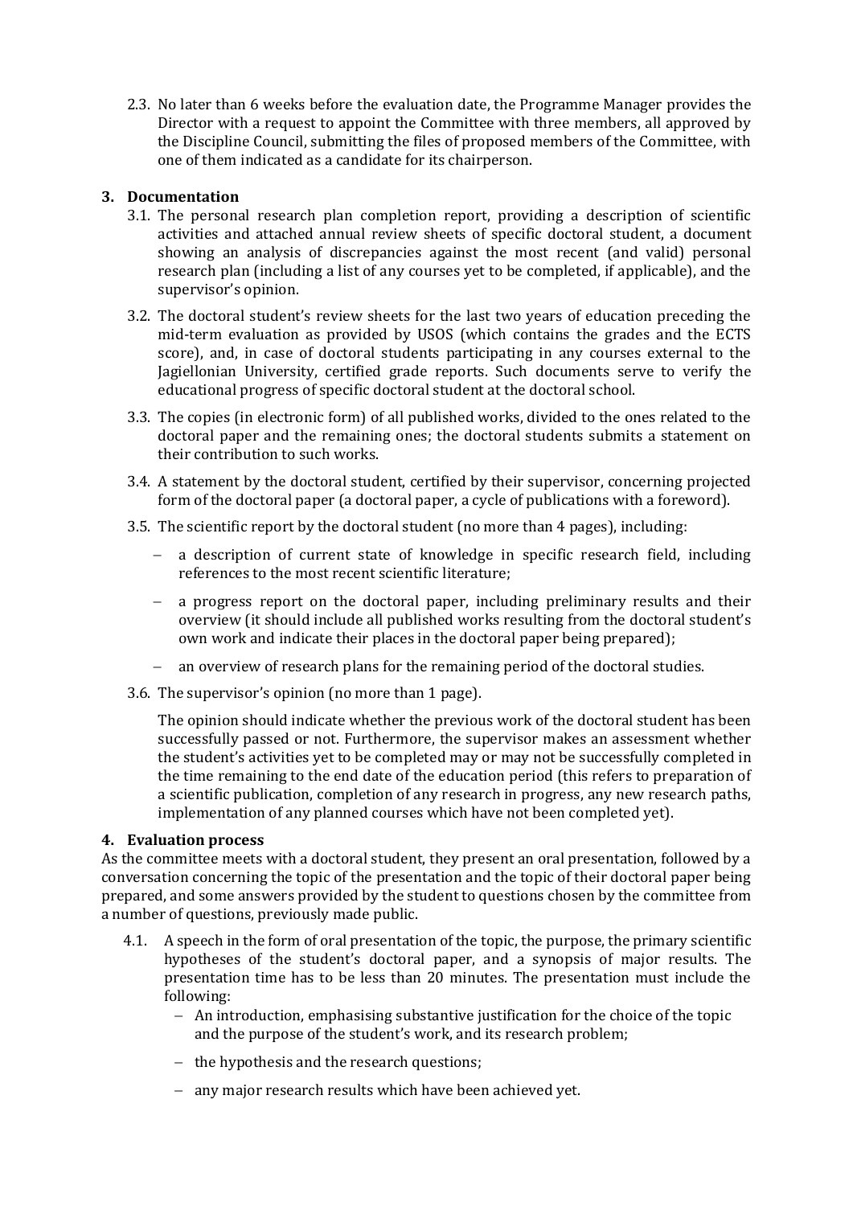2.3. No later than 6 weeks before the evaluation date, the Programme Manager provides the Director with a request to appoint the Committee with three members, all approved by the Discipline Council, submitting the files of proposed members of the Committee, with one of them indicated as a candidate for its chairperson.

## 3. Documentation

3.1. The personal research plan completion report, providing a description of scientific activities and attached annual review sheets of specific doctoral student, a document showing an analysis of discrepancies against the most recent (and valid) personal research plan (including a list of any courses yet to be completed, if applicable), and the supervisor's opinion.

3.2. The doctoral student's review sheets for the last two years of education preceding the mid-term evaluation as provided by USOS (which contains the grades and the ECTS score), and, in case of doctoral students participating in any courses external to the Jagiellonian University, certified grade reports. Such documents serve to verify the educational progress of specific doctoral student at the doctoral school.

3.3. The copies (in electronic form) of all published works, divided to the ones related to the doctoral paper and the remaining ones; the doctoral students submits a statement on their contribution to such works.

3.4. A statement by the doctoral student, certified by their supervisor, concerning projected form of the doctoral paper (a doctoral paper, a cycle of publications with a foreword).

3.5. The scientific report by the doctoral student (no more than 4 pages), including:

- a description of current state of knowledge in specific research field, including references to the most recent scientific literature;
- a progress report on the doctoral paper, including preliminary results and their overview (it should include all published works resulting from the doctoral student's own work and indicate their places in the doctoral paper being prepared);
- an overview of research plans for the remaining period of the doctoral studies.

3.6. The supervisor's opinion (no more than 1 page).

The opinion should indicate whether the previous work of the doctoral student has been successfully passed or not. Furthermore, the supervisor makes an assessment whether the student's activities yet to be completed may or may not be successfully completed in the time remaining to the end date of the education period (this refers to preparation of a scientific publication, completion of any research in progress, any new research paths, implementation of any planned courses which have not been completed yet).

## 4. Evaluation process

As the committee meets with a doctoral student, they present an oral presentation, followed by a conversation concerning the topic of the presentation and the topic of their doctoral paper being prepared, and some answers provided by the student to questions chosen by the committee from a number of questions, previously made public.

4.1. A speech in the form of oral presentation of the topic, the purpose, the primary scientific hypotheses of the student's doctoral paper, and a synopsis of major results. The presentation time has to be less than 20 minutes. The presentation must include the following:

- An introduction, emphasising substantive justification for the choice of the topic and the purpose of the student's work, and its research problem;
- the hypothesis and the research questions;
- any major research results which have been achieved yet.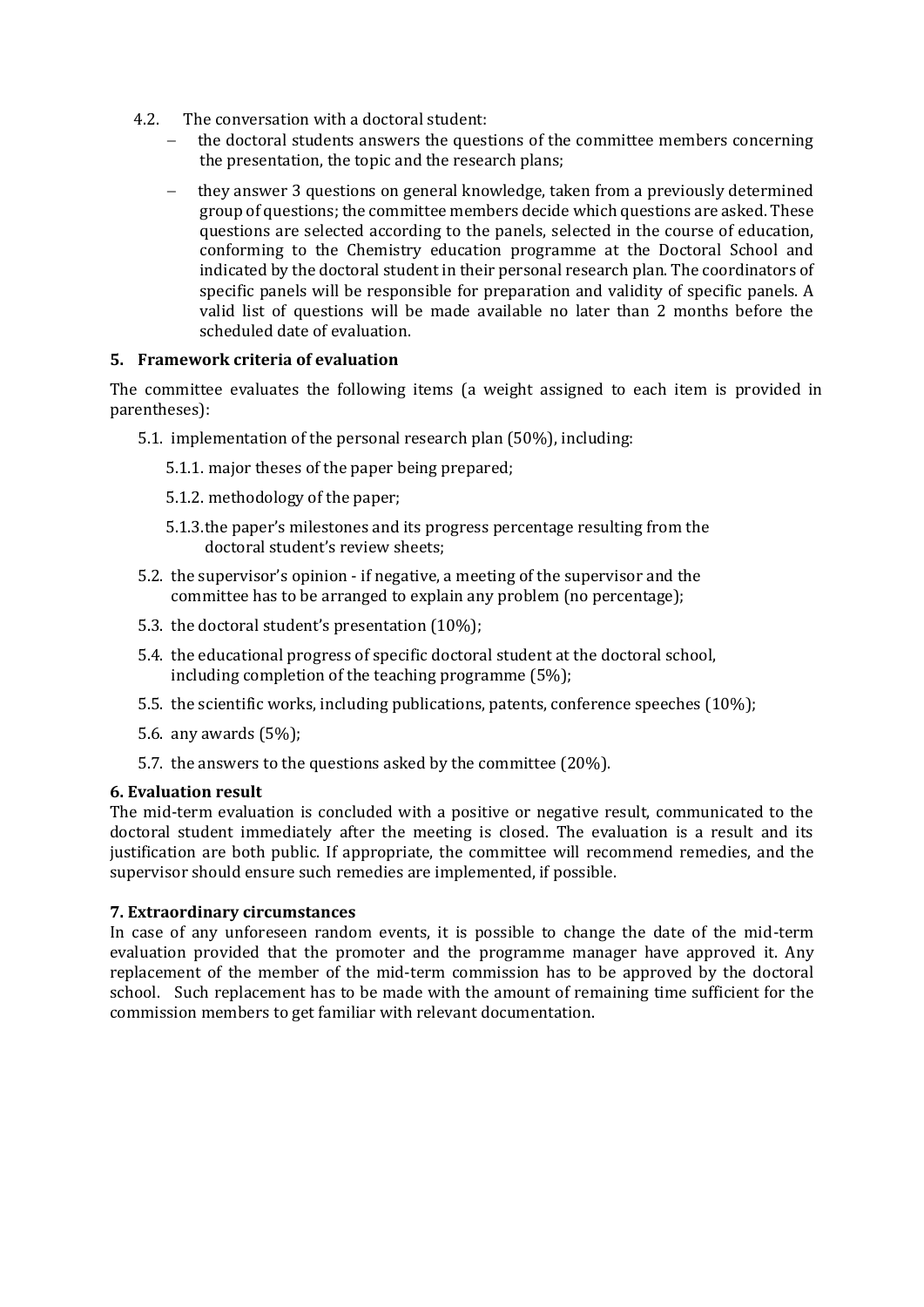4.2. The conversation with a doctoral student:

- the doctoral students answers the questions of the committee members concerning the presentation, the topic and the research plans;
- they answer 3 questions on general knowledge, taken from a previously determined group of questions; the committee members decide which questions are asked. These questions are selected according to the panels, selected in the course of education, conforming to the Chemistry education programme at the Doctoral School and indicated by the doctoral student in their personal research plan. The coordinators of specific panels will be responsible for preparation and validity of specific panels. A valid list of questions will be made available no later than 2 months before the scheduled date of evaluation.

## 5. Framework criteria of evaluation

The committee evaluates the following items (a weight assigned to each item is provided in parentheses):

5.1. implementation of the personal research plan (50%), including:

5.1.1. major theses of the paper being prepared;

5.1.2. methodology of the paper;

5.1.3. the paper's milestones and its progress percentage resulting from the doctoral student's review sheets;

5.2. the supervisor's opinion - if negative, a meeting of the supervisor and the committee has to be arranged to explain any problem (no percentage);

5.3. the doctoral student's presentation (10%);

5.4. the educational progress of specific doctoral student at the doctoral school, including completion of the teaching programme (5%);

5.5. the scientific works, including publications, patents, conference speeches (10%);

5.6. any awards (5%);

5.7. the answers to the questions asked by the committee (20%).

## 6. Evaluation result

The mid-term evaluation is concluded with a positive or negative result, communicated to the doctoral student immediately after the meeting is closed. The evaluation is a result and its justification are both public. If appropriate, the committee will recommend remedies, and the supervisor should ensure such remedies are implemented, if possible.

## 7. Extraordinary circumstances

In case of any unforeseen random events, it is possible to change the date of the mid-term evaluation provided that the promoter and the programme manager have approved it. Any replacement of the member of the mid-term commission has to be approved by the doctoral school. Such replacement has to be made with the amount of remaining time sufficient for the commission members to get familiar with relevant documentation.